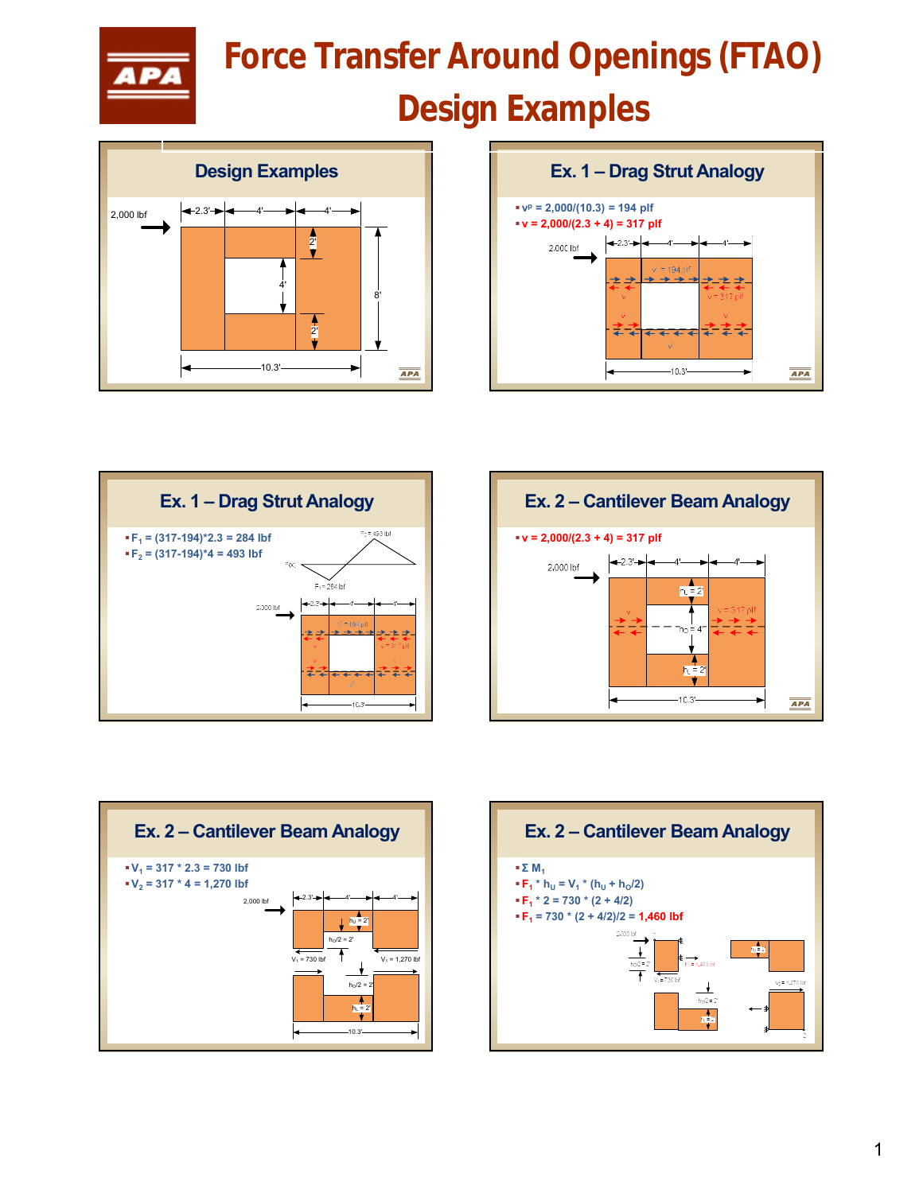# Force Transfer Around Openings (FTAO) Design Examples

## Design Examples

2,000 lbf

2.3' | 4' | 4'

2' | 4' | 2' | 8'

10.3'

## Ex. 1 – Drag Strut Analogy

- $v^p$ = 2,000/(10.3) = 194 plf
- v = 2,000/(2.3 + 4) = 317 plf

2,000 lbf

$v^p$ = 194 plf

v = 317 plf

10.3'

## Ex. 1 – Drag Strut Analogy

- $F_1$ = (317-194)*2.3 = 284 lbf
- $F_2$ = (317-194)*4 = 493 lbf

$F_2$ = 493 lbf

$F_1$ = 284 lbf

## Ex. 2 – Cantilever Beam Analogy

- v = 2,000/(2.3 + 4) = 317 plf

2,000 lbf

$h_U$ = 2'

$h_O$ = 4'

$h_L$ = 2'

v = 317 plf

10.3'

## Ex. 2 – Cantilever Beam Analogy

- $V_1$ = 317 * 2.3 = 730 lbf
- $V_2$ = 317 * 4 = 1,270 lbf

$h_U$ = 2'

$h_O/2$ = 2'

$V_1$ = 730 lbf

$V_1$ = 1,270 lbf

$h_L$ = 2'

10.3'

## Ex. 2 – Cantilever Beam Analogy

- Σ $M_1$
- $F_1$ * $h_U$ = $V_1$ * ($h_U$ + $h_O/2$)
- $F_1$ * 2 = 730 * (2 + 4/2)
- $F_1$ = 730 * (2 + 4/2)/2 = 1,460 lbf

$F_1$ = 1,460 lbf

$V_1$ = 730 lbf

$V_2$ = 1,270 lbf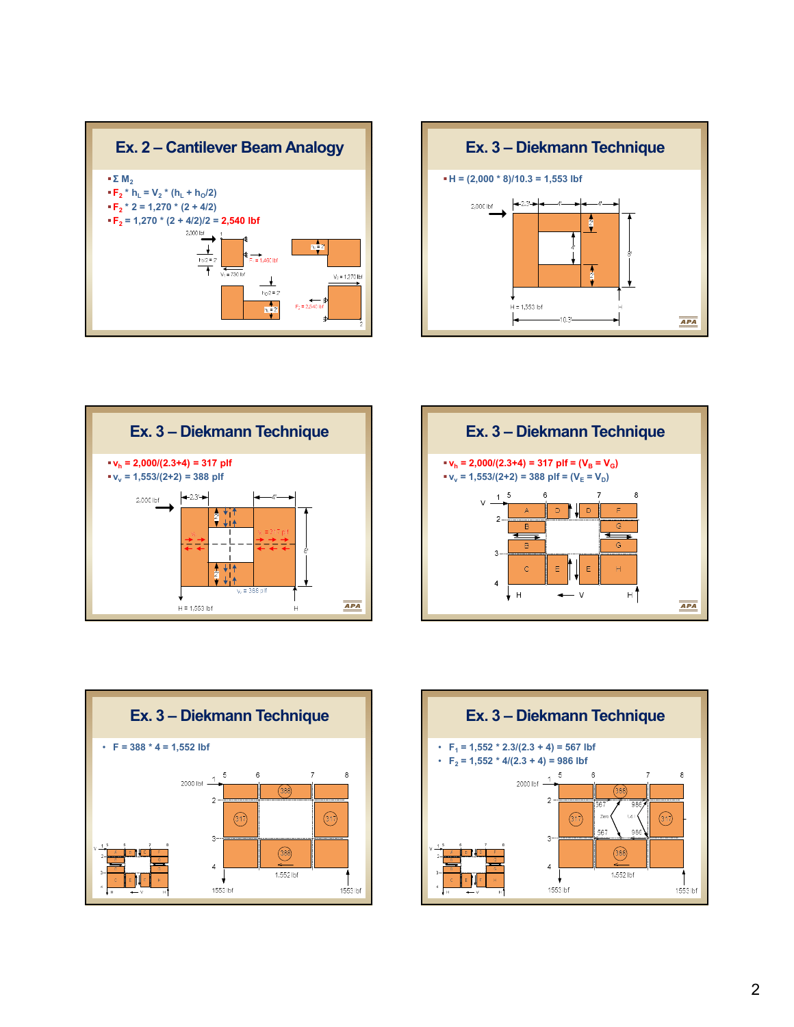## Ex. 2 – Cantilever Beam Analogy

- $\Sigma M_2$
- $F_2 * h_L = V_2 * (h_L + h_O/2)$
- $F_2 * 2 = 1{,}270 * (2 + 4/2)$
- $F_2 = 1{,}270 * (2 + 4/2)/2 = 2{,}540$ lbf

## Ex. 3 – Diekmann Technique

- H = (2,000 * 8)/10.3 = 1,553 lbf

## Ex. 3 – Diekmann Technique

- $v_h = 2{,}000/(2.3+4) = 317$ plf
- $v_v = 1{,}553/(2+2) = 388$ plf

## Ex. 3 – Diekmann Technique

- $v_h = 2{,}000/(2.3+4) = 317$ plf = $(V_B = V_G)$
- $v_v = 1{,}553/(2+2) = 388$ plf = $(V_E = V_D)$

## Ex. 3 – Diekmann Technique

- F = 388 * 4 = 1,552 lbf

## Ex. 3 – Diekmann Technique

- $F_1 = 1{,}552 * 2.3/(2.3 + 4) = 567$ lbf
- $F_2 = 1{,}552 * 4/(2.3 + 4) = 986$ lbf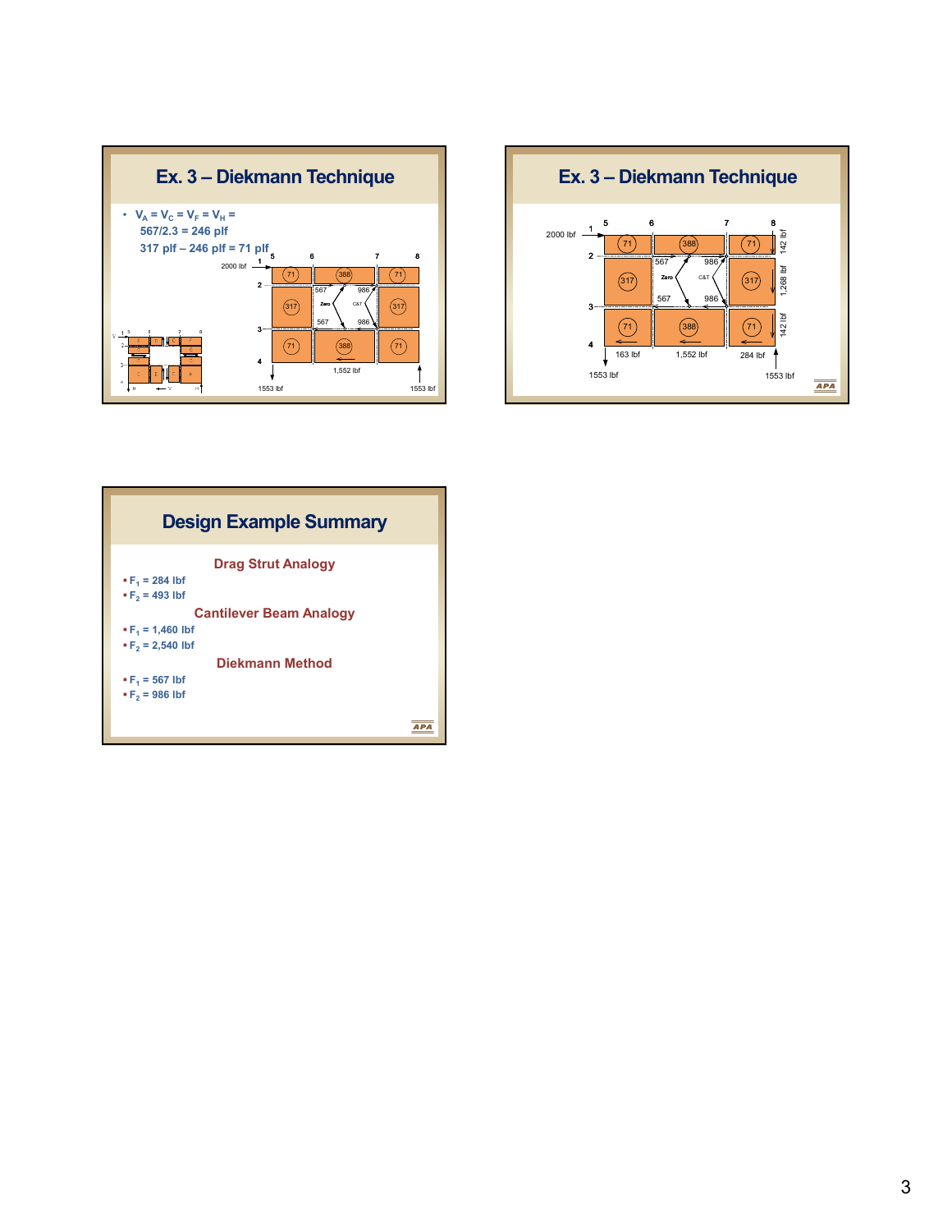## Ex. 3 – Diekmann Technique

- $V_A = V_C = V_F = V_H =$
  567/2.3 = 246 plf
  317 plf – 246 plf = 71 plf

2000 lbf
1
2
3
4
5
6
7
8
71
388
71
567
986
317
Zero
C&T
317
567
986
71
388
71
1,552 lbf
1553 lbf
1553 lbf

## Ex. 3 – Diekmann Technique

2000 lbf
1
2
3
4
5
6
7
8
71
388
71
142 lbf
567
986
317
Zero
C&T
317
1,268 lbf
567
986
71
388
71
142 lbf
163 lbf
1,552 lbf
284 lbf
1553 lbf
1553 lbf

## Design Example Summary

**Drag Strut Analogy**

- $F_1$ = 284 lbf
- $F_2$ = 493 lbf

**Cantilever Beam Analogy**

- $F_1$ = 1,460 lbf
- $F_2$ = 2,540 lbf

**Diekmann Method**

- $F_1$ = 567 lbf
- $F_2$ = 986 lbf